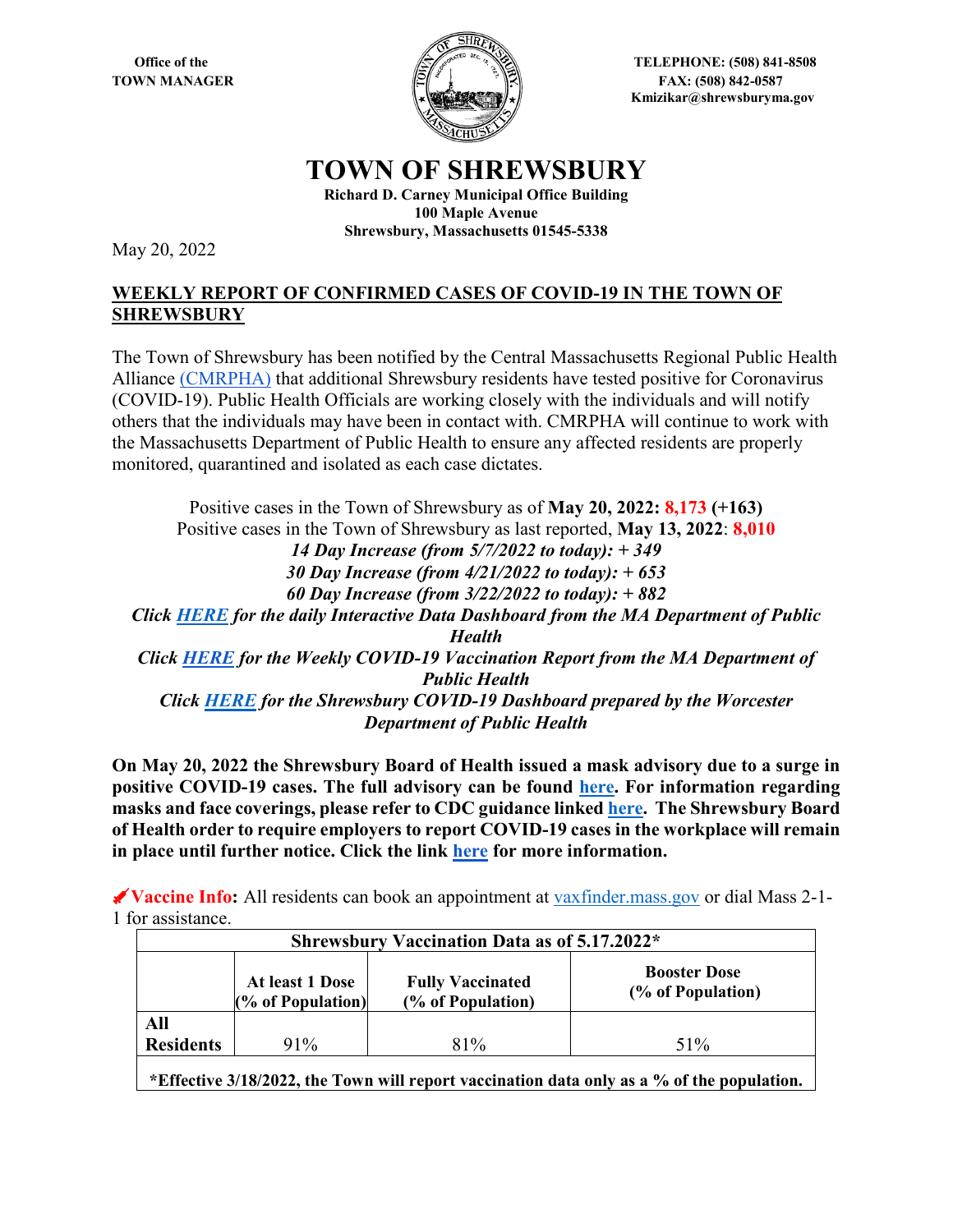Office of the
TOWN MANAGER

TELEPHONE: (508) 841-8508
FAX: (508) 842-0587
Kmizikar@shrewsburyma.gov

# TOWN OF SHREWSBURY

**Richard D. Carney Municipal Office Building**
**100 Maple Avenue**
**Shrewsbury, Massachusetts 01545-5338**

May 20, 2022

## WEEKLY REPORT OF CONFIRMED CASES OF COVID-19 IN THE TOWN OF SHREWSBURY

The Town of Shrewsbury has been notified by the Central Massachusetts Regional Public Health Alliance (CMRPHA) that additional Shrewsbury residents have tested positive for Coronavirus (COVID-19). Public Health Officials are working closely with the individuals and will notify others that the individuals may have been in contact with. CMRPHA will continue to work with the Massachusetts Department of Public Health to ensure any affected residents are properly monitored, quarantined and isolated as each case dictates.

Positive cases in the Town of Shrewsbury as of **May 20, 2022: 8,173 (+163)**
Positive cases in the Town of Shrewsbury as last reported, **May 13, 2022**: **8,010**
***14 Day Increase (from 5/7/2022 to today): + 349***
***30 Day Increase (from 4/21/2022 to today): + 653***
***60 Day Increase (from 3/22/2022 to today): + 882***
***Click HERE for the daily Interactive Data Dashboard from the MA Department of Public Health***
***Click HERE for the Weekly COVID-19 Vaccination Report from the MA Department of Public Health***
***Click HERE for the Shrewsbury COVID-19 Dashboard prepared by the Worcester Department of Public Health***

**On May 20, 2022 the Shrewsbury Board of Health issued a mask advisory due to a surge in positive COVID-19 cases. The full advisory can be found here. For information regarding masks and face coverings, please refer to CDC guidance linked here. The Shrewsbury Board of Health order to require employers to report COVID-19 cases in the workplace will remain in place until further notice. Click the link here for more information.**

**Vaccine Info:** All residents can book an appointment at vaxfinder.mass.gov or dial Mass 2-1-1 for assistance.

| Shrewsbury Vaccination Data as of 5.17.2022* | | | |
|---|---|---|---|
| | **At least 1 Dose (% of Population)** | **Fully Vaccinated (% of Population)** | **Booster Dose (% of Population)** |
| **All Residents** | 91% | 81% | 51% |
| ***Effective 3/18/2022, the Town will report vaccination data only as a % of the population.** | | | |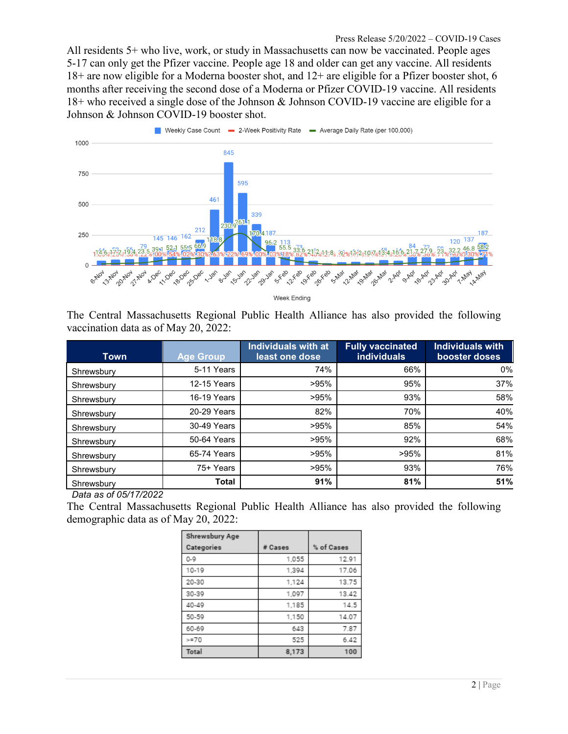All residents 5+ who live, work, or study in Massachusetts can now be vaccinated. People ages 5-17 can only get the Pfizer vaccine. People age 18 and older can get any vaccine. All residents 18+ are now eligible for a Moderna booster shot, and 12+ are eligible for a Pfizer booster shot, 6 months after receiving the second dose of a Moderna or Pfizer COVID-19 vaccine. All residents 18+ who received a single dose of the Johnson & Johnson COVID-19 vaccine are eligible for a Johnson & Johnson COVID-19 booster shot.

The Central Massachusetts Regional Public Health Alliance has also provided the following vaccination data as of May 20, 2022:

| Town | Age Group | Individuals with at least one dose | Fully vaccinated individuals | Individuals with booster doses |
|---|---|---|---|---|
| Shrewsbury | 5-11 Years | 74% | 66% | 0% |
| Shrewsbury | 12-15 Years | >95% | 95% | 37% |
| Shrewsbury | 16-19 Years | >95% | 93% | 58% |
| Shrewsbury | 20-29 Years | 82% | 70% | 40% |
| Shrewsbury | 30-49 Years | >95% | 85% | 54% |
| Shrewsbury | 50-64 Years | >95% | 92% | 68% |
| Shrewsbury | 65-74 Years | >95% | >95% | 81% |
| Shrewsbury | 75+ Years | >95% | 93% | 76% |
| Shrewsbury | **Total** | **91%** | **81%** | **51%** |

*Data as of 05/17/2022*

The Central Massachusetts Regional Public Health Alliance has also provided the following demographic data as of May 20, 2022:

| Shrewsbury Age Categories | # Cases | % of Cases |
|---|---|---|
| 0-9 | 1,055 | 12.91 |
| 10-19 | 1,394 | 17.06 |
| 20-30 | 1,124 | 13.75 |
| 30-39 | 1,097 | 13.42 |
| 40-49 | 1,185 | 14.5 |
| 50-59 | 1,150 | 14.07 |
| 60-69 | 643 | 7.87 |
| >=70 | 525 | 6.42 |
| Total | 8,173 | 100 |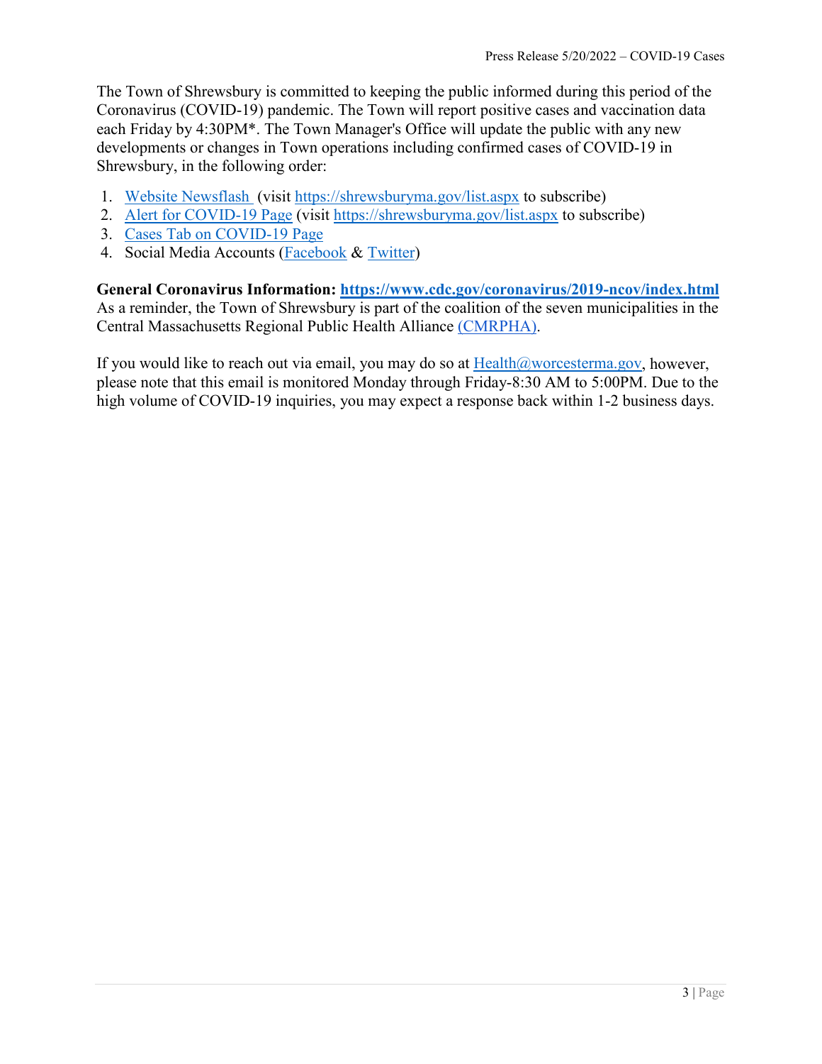The Town of Shrewsbury is committed to keeping the public informed during this period of the Coronavirus (COVID-19) pandemic. The Town will report positive cases and vaccination data each Friday by 4:30PM*. The Town Manager's Office will update the public with any new developments or changes in Town operations including confirmed cases of COVID-19 in Shrewsbury, in the following order:

1. Website Newsflash (visit https://shrewsburyma.gov/list.aspx to subscribe)
2. Alert for COVID-19 Page (visit https://shrewsburyma.gov/list.aspx to subscribe)
3. Cases Tab on COVID-19 Page
4. Social Media Accounts (Facebook & Twitter)

**General Coronavirus Information: https://www.cdc.gov/coronavirus/2019-ncov/index.html**
As a reminder, the Town of Shrewsbury is part of the coalition of the seven municipalities in the Central Massachusetts Regional Public Health Alliance (CMRPHA).

If you would like to reach out via email, you may do so at Health@worcesterma.gov, however, please note that this email is monitored Monday through Friday-8:30 AM to 5:00PM. Due to the high volume of COVID-19 inquiries, you may expect a response back within 1-2 business days.